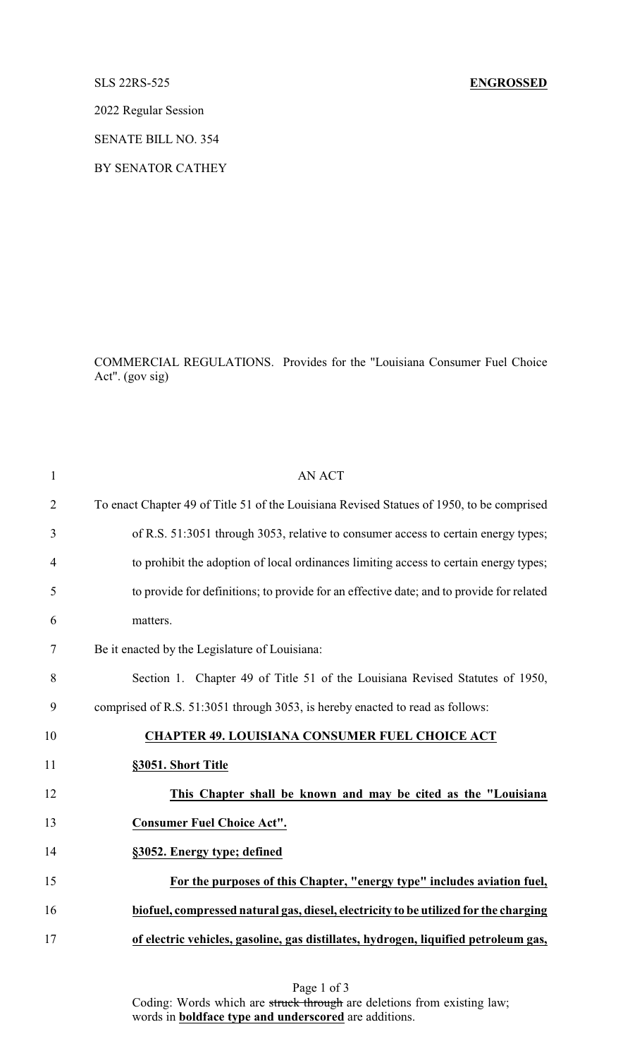SLS 22RS-525 **ENGROSSED**

2022 Regular Session

SENATE BILL NO. 354

BY SENATOR CATHEY

COMMERCIAL REGULATIONS. Provides for the "Louisiana Consumer Fuel Choice Act". (gov sig)

AN ACT

To enact Chapter 49 of Title 51 of the Louisiana Revised Statues of 1950, to be comprised of R.S. 51:3051 through 3053, relative to consumer access to certain energy types; to prohibit the adoption of local ordinances limiting access to certain energy types; to provide for definitions; to provide for an effective date; and to provide for related matters.

Be it enacted by the Legislature of Louisiana:

Section 1. Chapter 49 of Title 51 of the Louisiana Revised Statutes of 1950, comprised of R.S. 51:3051 through 3053, is hereby enacted to read as follows:

**CHAPTER 49. LOUISIANA CONSUMER FUEL CHOICE ACT**

**§3051. Short Title**

**This Chapter shall be known and may be cited as the "Louisiana Consumer Fuel Choice Act".**

**§3052. Energy type; defined**

**For the purposes of this Chapter, "energy type" includes aviation fuel, biofuel, compressed natural gas, diesel, electricity to be utilized for the charging of electric vehicles, gasoline, gas distillates, hydrogen, liquified petroleum gas,**

Coding: Words which are ~~struck through~~ are deletions from existing law; words in **boldface type and underscored** are additions.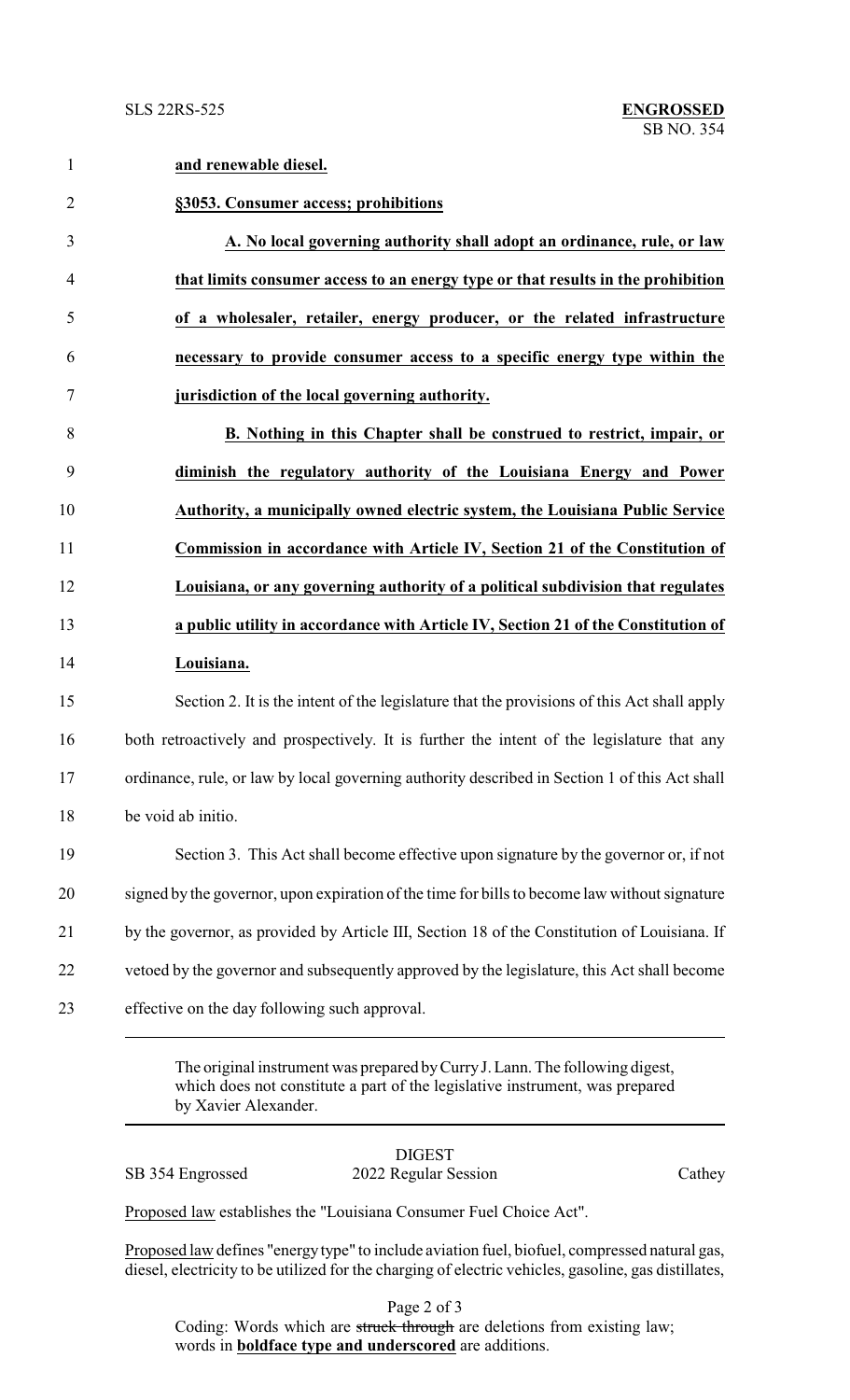**and renewable diesel.**

**§3053. Consumer access; prohibitions**

**A. No local governing authority shall adopt an ordinance, rule, or law that limits consumer access to an energy type or that results in the prohibition of a wholesaler, retailer, energy producer, or the related infrastructure necessary to provide consumer access to a specific energy type within the jurisdiction of the local governing authority.**

**B. Nothing in this Chapter shall be construed to restrict, impair, or diminish the regulatory authority of the Louisiana Energy and Power Authority, a municipally owned electric system, the Louisiana Public Service Commission in accordance with Article IV, Section 21 of the Constitution of Louisiana, or any governing authority of a political subdivision that regulates a public utility in accordance with Article IV, Section 21 of the Constitution of Louisiana.**

Section 2. It is the intent of the legislature that the provisions of this Act shall apply both retroactively and prospectively. It is further the intent of the legislature that any ordinance, rule, or law by local governing authority described in Section 1 of this Act shall be void ab initio.

Section 3. This Act shall become effective upon signature by the governor or, if not signed by the governor, upon expiration of the time for bills to become law without signature by the governor, as provided by Article III, Section 18 of the Constitution of Louisiana. If vetoed by the governor and subsequently approved by the legislature, this Act shall become effective on the day following such approval.

---

The original instrument was prepared by Curry J. Lann. The following digest, which does not constitute a part of the legislative instrument, was prepared by Xavier Alexander.

---

DIGEST

SB 354 Engrossed — 2022 Regular Session — Cathey

Proposed law establishes the "Louisiana Consumer Fuel Choice Act".

Proposed law defines "energy type" to include aviation fuel, biofuel, compressed natural gas, diesel, electricity to be utilized for the charging of electric vehicles, gasoline, gas distillates,

Coding: Words which are ~~struck through~~ are deletions from existing law; words in **boldface type and underscored** are additions.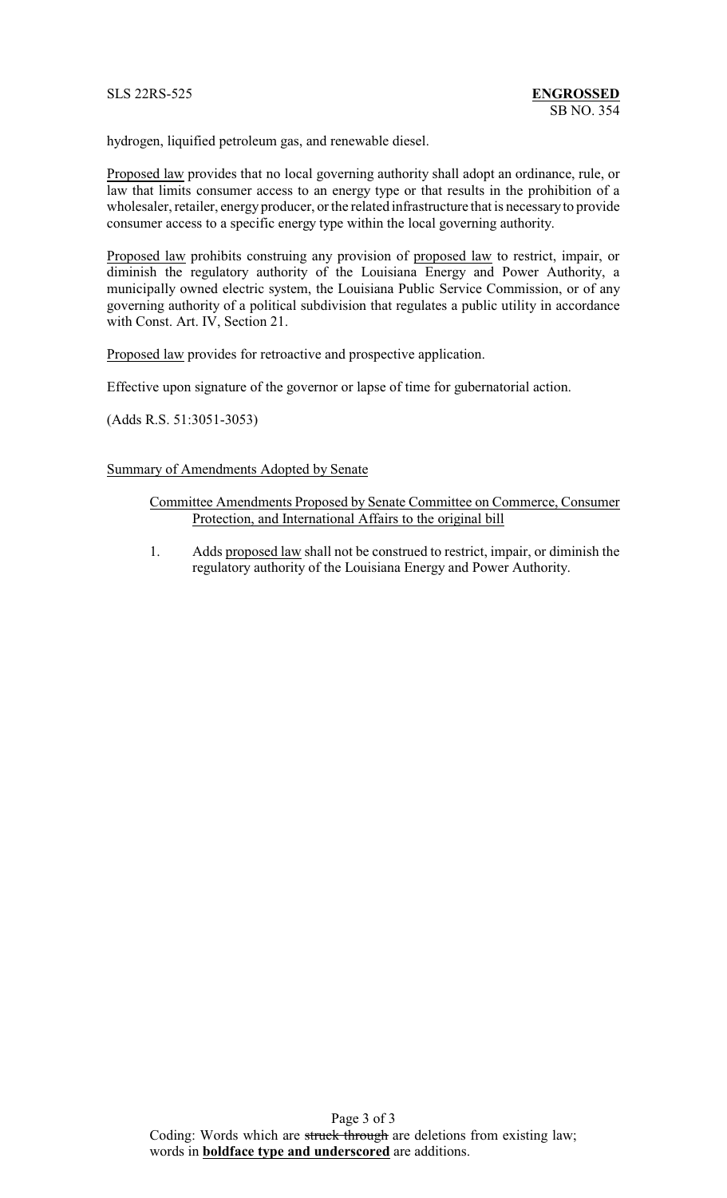hydrogen, liquified petroleum gas, and renewable diesel.

Proposed law provides that no local governing authority shall adopt an ordinance, rule, or law that limits consumer access to an energy type or that results in the prohibition of a wholesaler, retailer, energy producer, or the related infrastructure that is necessary to provide consumer access to a specific energy type within the local governing authority.

Proposed law prohibits construing any provision of proposed law to restrict, impair, or diminish the regulatory authority of the Louisiana Energy and Power Authority, a municipally owned electric system, the Louisiana Public Service Commission, or of any governing authority of a political subdivision that regulates a public utility in accordance with Const. Art. IV, Section 21.

Proposed law provides for retroactive and prospective application.

Effective upon signature of the governor or lapse of time for gubernatorial action.

(Adds R.S. 51:3051-3053)

Summary of Amendments Adopted by Senate

Committee Amendments Proposed by Senate Committee on Commerce, Consumer Protection, and International Affairs to the original bill

1. Adds proposed law shall not be construed to restrict, impair, or diminish the regulatory authority of the Louisiana Energy and Power Authority.

Coding: Words which are ~~struck through~~ are deletions from existing law; words in **boldface type and underscored** are additions.